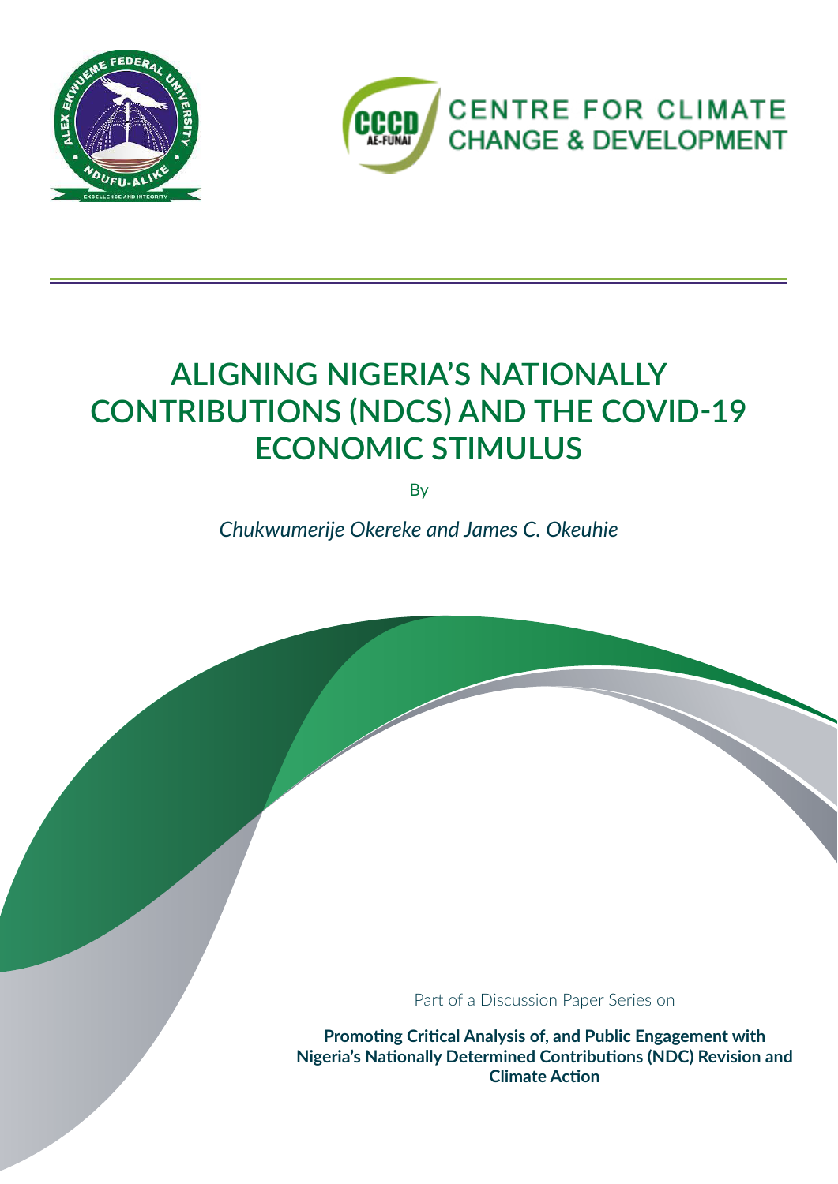CENTRE FOR CLIMATE CHANGE & DEVELOPMENT

# ALIGNING NIGERIA'S NATIONALLY CONTRIBUTIONS (NDCS) AND THE COVID-19 ECONOMIC STIMULUS

By

*Chukwumerije Okereke and James C. Okeuhie*

Part of a Discussion Paper Series on

**Promoting Critical Analysis of, and Public Engagement with Nigeria's Nationally Determined Contributions (NDC) Revision and Climate Action**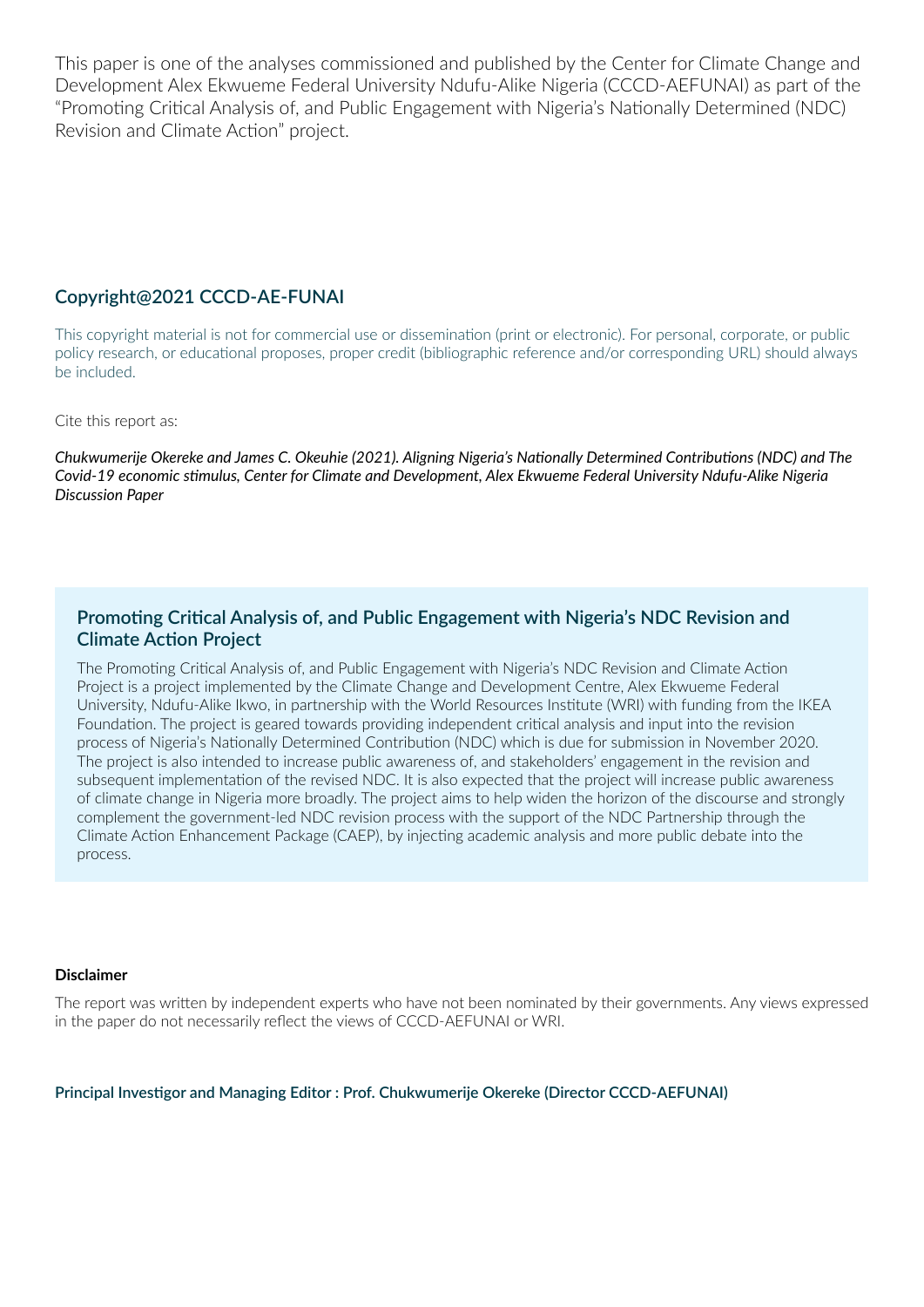This paper is one of the analyses commissioned and published by the Center for Climate Change and Development Alex Ekwueme Federal University Ndufu-Alike Nigeria (CCCD-AEFUNAI) as part of the "Promoting Critical Analysis of, and Public Engagement with Nigeria's Nationally Determined (NDC) Revision and Climate Action" project.

## Copyright@2021 CCCD-AE-FUNAI

This copyright material is not for commercial use or dissemination (print or electronic). For personal, corporate, or public policy research, or educational proposes, proper credit (bibliographic reference and/or corresponding URL) should always be included.

Cite this report as:

*Chukwumerije Okereke and James C. Okeuhie (2021). Aligning Nigeria's Nationally Determined Contributions (NDC) and The Covid-19 economic stimulus, Center for Climate and Development, Alex Ekwueme Federal University Ndufu-Alike Nigeria Discussion Paper*

### Promoting Critical Analysis of, and Public Engagement with Nigeria's NDC Revision and Climate Action Project

The Promoting Critical Analysis of, and Public Engagement with Nigeria's NDC Revision and Climate Action Project is a project implemented by the Climate Change and Development Centre, Alex Ekwueme Federal University, Ndufu-Alike Ikwo, in partnership with the World Resources Institute (WRI) with funding from the IKEA Foundation. The project is geared towards providing independent critical analysis and input into the revision process of Nigeria's Nationally Determined Contribution (NDC) which is due for submission in November 2020. The project is also intended to increase public awareness of, and stakeholders' engagement in the revision and subsequent implementation of the revised NDC. It is also expected that the project will increase public awareness of climate change in Nigeria more broadly. The project aims to help widen the horizon of the discourse and strongly complement the government-led NDC revision process with the support of the NDC Partnership through the Climate Action Enhancement Package (CAEP), by injecting academic analysis and more public debate into the process.

**Disclaimer**

The report was written by independent experts who have not been nominated by their governments. Any views expressed in the paper do not necessarily reflect the views of CCCD-AEFUNAI or WRI.

**Principal Investigor and Managing Editor : Prof. Chukwumerije Okereke (Director CCCD-AEFUNAI)**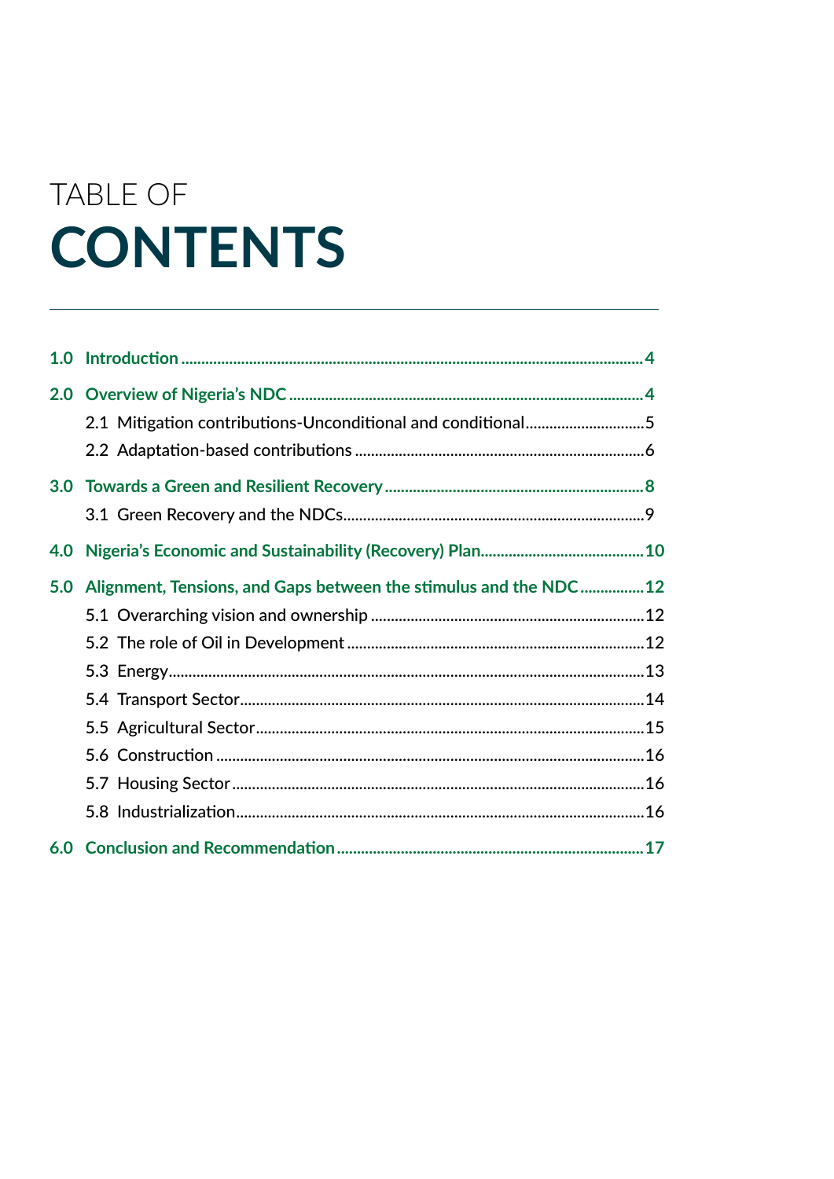# TABLE OF CONTENTS

- **1.0 Introduction** .......... 4
- **2.0 Overview of Nigeria's NDC** .......... 4
  - 2.1 Mitigation contributions-Unconditional and conditional .......... 5
  - 2.2 Adaptation-based contributions .......... 6
- **3.0 Towards a Green and Resilient Recovery** .......... 8
  - 3.1 Green Recovery and the NDCs .......... 9
- **4.0 Nigeria's Economic and Sustainability (Recovery) Plan** .......... 10
- **5.0 Alignment, Tensions, and Gaps between the stimulus and the NDC** .......... 12
  - 5.1 Overarching vision and ownership .......... 12
  - 5.2 The role of Oil in Development .......... 12
  - 5.3 Energy .......... 13
  - 5.4 Transport Sector .......... 14
  - 5.5 Agricultural Sector .......... 15
  - 5.6 Construction .......... 16
  - 5.7 Housing Sector .......... 16
  - 5.8 Industrialization .......... 16
- **6.0 Conclusion and Recommendation** .......... 17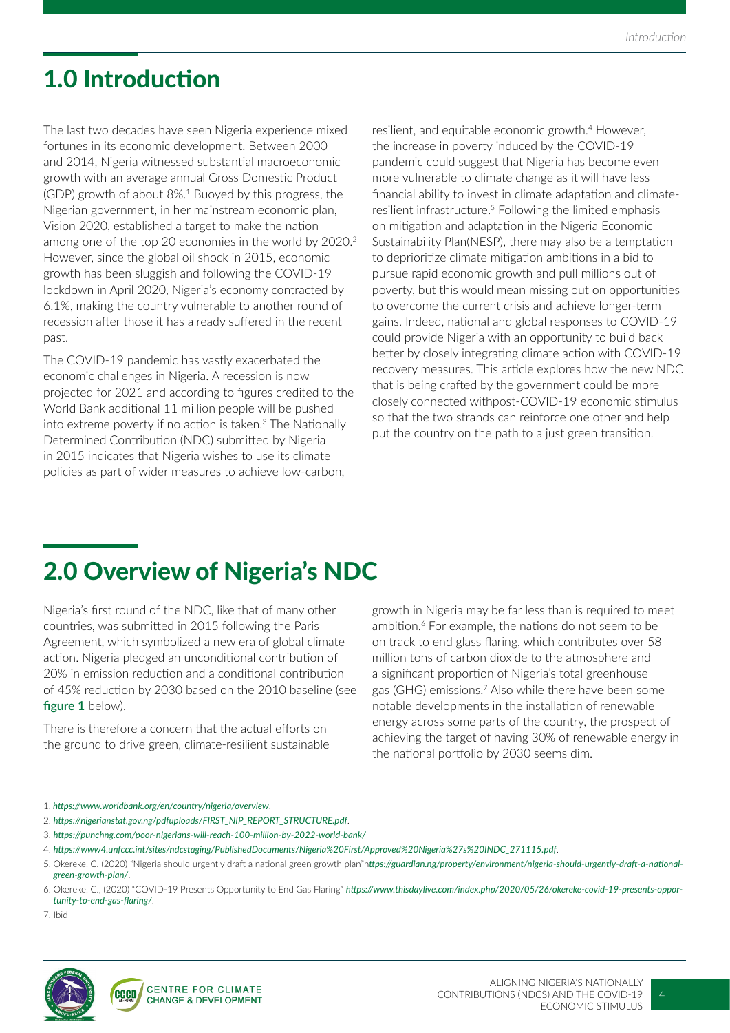# 1.0 Introduction

The last two decades have seen Nigeria experience mixed fortunes in its economic development. Between 2000 and 2014, Nigeria witnessed substantial macroeconomic growth with an average annual Gross Domestic Product (GDP) growth of about 8%.[1] Buoyed by this progress, the Nigerian government, in her mainstream economic plan, Vision 2020, established a target to make the nation among one of the top 20 economies in the world by 2020.[2] However, since the global oil shock in 2015, economic growth has been sluggish and following the COVID-19 lockdown in April 2020, Nigeria's economy contracted by 6.1%, making the country vulnerable to another round of recession after those it has already suffered in the recent past.

The COVID-19 pandemic has vastly exacerbated the economic challenges in Nigeria. A recession is now projected for 2021 and according to figures credited to the World Bank additional 11 million people will be pushed into extreme poverty if no action is taken.[3] The Nationally Determined Contribution (NDC) submitted by Nigeria in 2015 indicates that Nigeria wishes to use its climate policies as part of wider measures to achieve low-carbon, resilient, and equitable economic growth.[4] However, the increase in poverty induced by the COVID-19 pandemic could suggest that Nigeria has become even more vulnerable to climate change as it will have less financial ability to invest in climate adaptation and climate-resilient infrastructure.[5] Following the limited emphasis on mitigation and adaptation in the Nigeria Economic Sustainability Plan(NESP), there may also be a temptation to deprioritize climate mitigation ambitions in a bid to pursue rapid economic growth and pull millions out of poverty, but this would mean missing out on opportunities to overcome the current crisis and achieve longer-term gains. Indeed, national and global responses to COVID-19 could provide Nigeria with an opportunity to build back better by closely integrating climate action with COVID-19 recovery measures. This article explores how the new NDC that is being crafted by the government could be more closely connected withpost-COVID-19 economic stimulus so that the two strands can reinforce one other and help put the country on the path to a just green transition.

# 2.0 Overview of Nigeria's NDC

Nigeria's first round of the NDC, like that of many other countries, was submitted in 2015 following the Paris Agreement, which symbolized a new era of global climate action. Nigeria pledged an unconditional contribution of 20% in emission reduction and a conditional contribution of 45% reduction by 2030 based on the 2010 baseline (see **figure 1** below).

There is therefore a concern that the actual efforts on the ground to drive green, climate-resilient sustainable growth in Nigeria may be far less than is required to meet ambition.[6] For example, the nations do not seem to be on track to end glass flaring, which contributes over 58 million tons of carbon dioxide to the atmosphere and a significant proportion of Nigeria's total greenhouse gas (GHG) emissions.[7] Also while there have been some notable developments in the installation of renewable energy across some parts of the country, the prospect of achieving the target of having 30% of renewable energy in the national portfolio by 2030 seems dim.

---

1. *https://www.worldbank.org/en/country/nigeria/overview*.
2. *https://nigerianstat.gov.ng/pdfuploads/FIRST_NIP_REPORT_STRUCTURE.pdf*.
3. *https://punchng.com/poor-nigerians-will-reach-100-million-by-2022-world-bank/*
4. *https://www4.unfccc.int/sites/ndcstaging/PublishedDocuments/Nigeria%20First/Approved%20Nigeria%27s%20INDC_271115.pdf*.
5. Okereke, C. (2020) "Nigeria should urgently draft a national green growth plan"h*ttps://guardian.ng/property/environment/nigeria-should-urgently-draft-a-national-green-growth-plan/*.
6. Okereke, C., (2020) "COVID-19 Presents Opportunity to End Gas Flaring" *https://www.thisdaylive.com/index.php/2020/05/26/okereke-covid-19-presents-opportunity-to-end-gas-flaring/*.
7. Ibid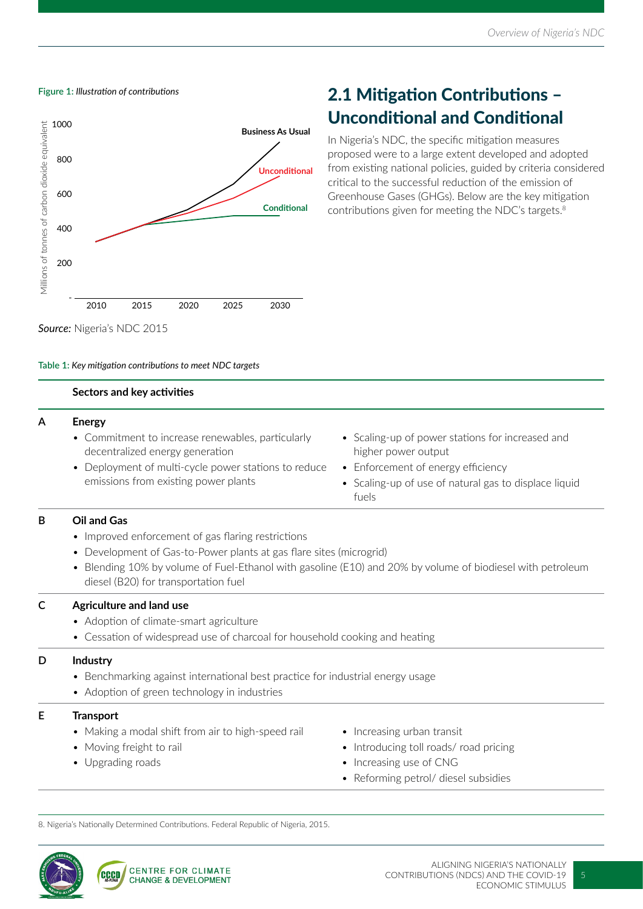Figure 1: *Illustration of contributions*

Source: Nigeria's NDC 2015

## 2.1 Mitigation Contributions – Unconditional and Conditional

In Nigeria's NDC, the specific mitigation measures proposed were to a large extent developed and adopted from existing national policies, guided by criteria considered critical to the successful reduction of the emission of Greenhouse Gases (GHGs). Below are the key mitigation contributions given for meeting the NDC's targets.[8]

Table 1: *Key mitigation contributions to meet NDC targets*

| | Sectors and key activities |
|---|---|
| A | **Energy**<br>• Commitment to increase renewables, particularly decentralized energy generation<br>• Deployment of multi-cycle power stations to reduce emissions from existing power plants<br>• Scaling-up of power stations for increased and higher power output<br>• Enforcement of energy efficiency<br>• Scaling-up of use of natural gas to displace liquid fuels |
| B | **Oil and Gas**<br>• Improved enforcement of gas flaring restrictions<br>• Development of Gas-to-Power plants at gas flare sites (microgrid)<br>• Blending 10% by volume of Fuel-Ethanol with gasoline (E10) and 20% by volume of biodiesel with petroleum diesel (B20) for transportation fuel |
| C | **Agriculture and land use**<br>• Adoption of climate-smart agriculture<br>• Cessation of widespread use of charcoal for household cooking and heating |
| D | **Industry**<br>• Benchmarking against international best practice for industrial energy usage<br>• Adoption of green technology in industries |
| E | **Transport**<br>• Making a modal shift from air to high-speed rail<br>• Moving freight to rail<br>• Upgrading roads<br>• Increasing urban transit<br>• Introducing toll roads/ road pricing<br>• Increasing use of CNG<br>• Reforming petrol/ diesel subsidies |

8. Nigeria's Nationally Determined Contributions. Federal Republic of Nigeria, 2015.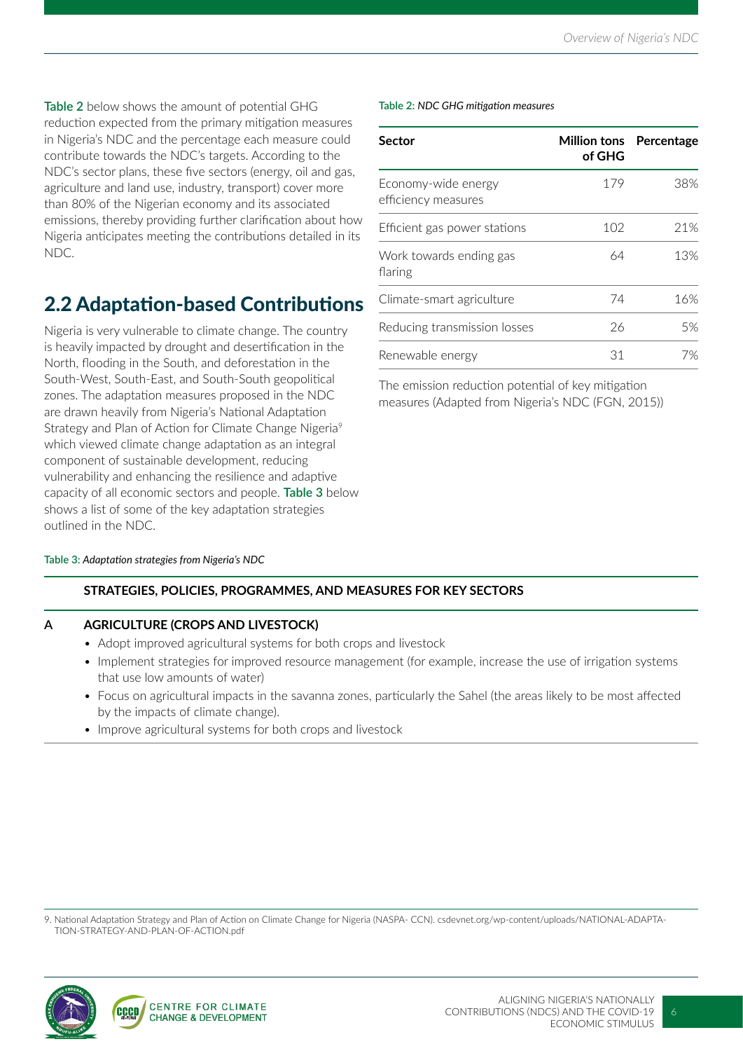**Table 2** below shows the amount of potential GHG reduction expected from the primary mitigation measures in Nigeria's NDC and the percentage each measure could contribute towards the NDC's targets. According to the NDC's sector plans, these five sectors (energy, oil and gas, agriculture and land use, industry, transport) cover more than 80% of the Nigerian economy and its associated emissions, thereby providing further clarification about how Nigeria anticipates meeting the contributions detailed in its NDC.

**Table 2:** *NDC GHG mitigation measures*

| Sector | Million tons of GHG | Percentage |
|---|---|---|
| Economy-wide energy efficiency measures | 179 | 38% |
| Efficient gas power stations | 102 | 21% |
| Work towards ending gas flaring | 64 | 13% |
| Climate-smart agriculture | 74 | 16% |
| Reducing transmission losses | 26 | 5% |
| Renewable energy | 31 | 7% |

The emission reduction potential of key mitigation measures (Adapted from Nigeria's NDC (FGN, 2015))

## 2.2 Adaptation-based Contributions

Nigeria is very vulnerable to climate change. The country is heavily impacted by drought and desertification in the North, flooding in the South, and deforestation in the South-West, South-East, and South-South geopolitical zones. The adaptation measures proposed in the NDC are drawn heavily from Nigeria's National Adaptation Strategy and Plan of Action for Climate Change Nigeria[9] which viewed climate change adaptation as an integral component of sustainable development, reducing vulnerability and enhancing the resilience and adaptive capacity of all economic sectors and people. **Table 3** below shows a list of some of the key adaptation strategies outlined in the NDC.

**Table 3:** *Adaptation strategies from Nigeria's NDC*

| | STRATEGIES, POLICIES, PROGRAMMES, AND MEASURES FOR KEY SECTORS |
|---|---|
| **A** | **AGRICULTURE (CROPS AND LIVESTOCK)**<br>• Adopt improved agricultural systems for both crops and livestock<br>• Implement strategies for improved resource management (for example, increase the use of irrigation systems that use low amounts of water)<br>• Focus on agricultural impacts in the savanna zones, particularly the Sahel (the areas likely to be most affected by the impacts of climate change).<br>• Improve agricultural systems for both crops and livestock |

9. National Adaptation Strategy and Plan of Action on Climate Change for Nigeria (NASPA- CCN). csdevnet.org/wp-content/uploads/NATIONAL-ADAPTATION-STRATEGY-AND-PLAN-OF-ACTION.pdf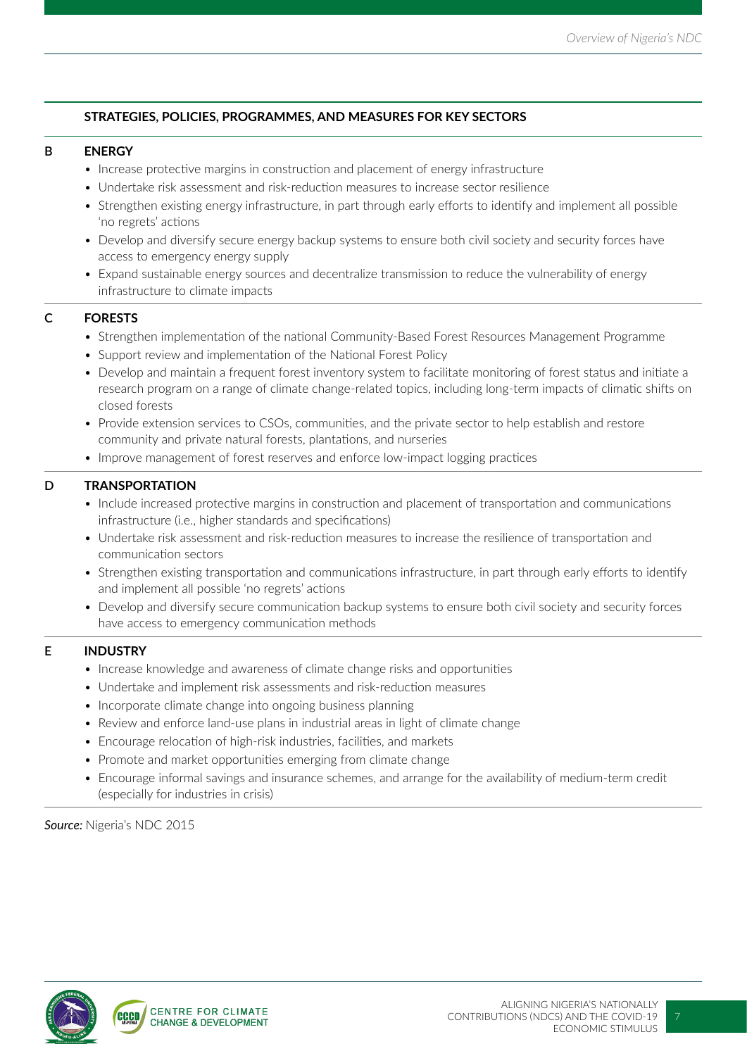**STRATEGIES, POLICIES, PROGRAMMES, AND MEASURES FOR KEY SECTORS**

**B ENERGY**

- Increase protective margins in construction and placement of energy infrastructure
- Undertake risk assessment and risk-reduction measures to increase sector resilience
- Strengthen existing energy infrastructure, in part through early efforts to identify and implement all possible 'no regrets' actions
- Develop and diversify secure energy backup systems to ensure both civil society and security forces have access to emergency energy supply
- Expand sustainable energy sources and decentralize transmission to reduce the vulnerability of energy infrastructure to climate impacts

**C FORESTS**

- Strengthen implementation of the national Community-Based Forest Resources Management Programme
- Support review and implementation of the National Forest Policy
- Develop and maintain a frequent forest inventory system to facilitate monitoring of forest status and initiate a research program on a range of climate change-related topics, including long-term impacts of climatic shifts on closed forests
- Provide extension services to CSOs, communities, and the private sector to help establish and restore community and private natural forests, plantations, and nurseries
- Improve management of forest reserves and enforce low-impact logging practices

**D TRANSPORTATION**

- Include increased protective margins in construction and placement of transportation and communications infrastructure (i.e., higher standards and specifications)
- Undertake risk assessment and risk-reduction measures to increase the resilience of transportation and communication sectors
- Strengthen existing transportation and communications infrastructure, in part through early efforts to identify and implement all possible 'no regrets' actions
- Develop and diversify secure communication backup systems to ensure both civil society and security forces have access to emergency communication methods

**E INDUSTRY**

- Increase knowledge and awareness of climate change risks and opportunities
- Undertake and implement risk assessments and risk-reduction measures
- Incorporate climate change into ongoing business planning
- Review and enforce land-use plans in industrial areas in light of climate change
- Encourage relocation of high-risk industries, facilities, and markets
- Promote and market opportunities emerging from climate change
- Encourage informal savings and insurance schemes, and arrange for the availability of medium-term credit (especially for industries in crisis)

***Source:*** Nigeria's NDC 2015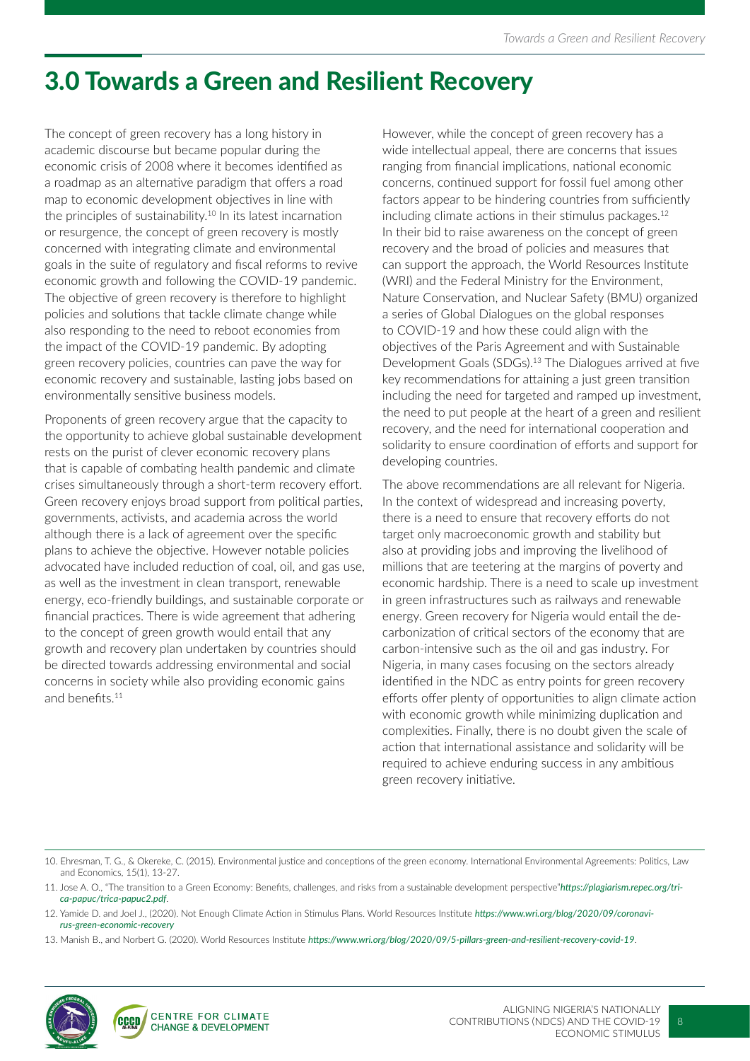# 3.0 Towards a Green and Resilient Recovery

The concept of green recovery has a long history in academic discourse but became popular during the economic crisis of 2008 where it becomes identified as a roadmap as an alternative paradigm that offers a road map to economic development objectives in line with the principles of sustainability.[10] In its latest incarnation or resurgence, the concept of green recovery is mostly concerned with integrating climate and environmental goals in the suite of regulatory and fiscal reforms to revive economic growth and following the COVID-19 pandemic. The objective of green recovery is therefore to highlight policies and solutions that tackle climate change while also responding to the need to reboot economies from the impact of the COVID-19 pandemic. By adopting green recovery policies, countries can pave the way for economic recovery and sustainable, lasting jobs based on environmentally sensitive business models.

Proponents of green recovery argue that the capacity to the opportunity to achieve global sustainable development rests on the purist of clever economic recovery plans that is capable of combating health pandemic and climate crises simultaneously through a short-term recovery effort. Green recovery enjoys broad support from political parties, governments, activists, and academia across the world although there is a lack of agreement over the specific plans to achieve the objective. However notable policies advocated have included reduction of coal, oil, and gas use, as well as the investment in clean transport, renewable energy, eco-friendly buildings, and sustainable corporate or financial practices. There is wide agreement that adhering to the concept of green growth would entail that any growth and recovery plan undertaken by countries should be directed towards addressing environmental and social concerns in society while also providing economic gains and benefits.[11]

However, while the concept of green recovery has a wide intellectual appeal, there are concerns that issues ranging from financial implications, national economic concerns, continued support for fossil fuel among other factors appear to be hindering countries from sufficiently including climate actions in their stimulus packages.[12] In their bid to raise awareness on the concept of green recovery and the broad of policies and measures that can support the approach, the World Resources Institute (WRI) and the Federal Ministry for the Environment, Nature Conservation, and Nuclear Safety (BMU) organized a series of Global Dialogues on the global responses to COVID-19 and how these could align with the objectives of the Paris Agreement and with Sustainable Development Goals (SDGs).[13] The Dialogues arrived at five key recommendations for attaining a just green transition including the need for targeted and ramped up investment, the need to put people at the heart of a green and resilient recovery, and the need for international cooperation and solidarity to ensure coordination of efforts and support for developing countries.

The above recommendations are all relevant for Nigeria. In the context of widespread and increasing poverty, there is a need to ensure that recovery efforts do not target only macroeconomic growth and stability but also at providing jobs and improving the livelihood of millions that are teetering at the margins of poverty and economic hardship. There is a need to scale up investment in green infrastructures such as railways and renewable energy. Green recovery for Nigeria would entail the de-carbonization of critical sectors of the economy that are carbon-intensive such as the oil and gas industry. For Nigeria, in many cases focusing on the sectors already identified in the NDC as entry points for green recovery efforts offer plenty of opportunities to align climate action with economic growth while minimizing duplication and complexities. Finally, there is no doubt given the scale of action that international assistance and solidarity will be required to achieve enduring success in any ambitious green recovery initiative.

---

10. Ehresman, T. G., & Okereke, C. (2015). Environmental justice and conceptions of the green economy. International Environmental Agreements: Politics, Law and Economics, 15(1), 13-27.

11. Jose A. O., "The transition to a Green Economy: Benefits, challenges, and risks from a sustainable development perspective" *https://plagiarism.repec.org/trica-papuc/trica-papuc2.pdf*.

12. Yamide D. and Joel J., (2020). Not Enough Climate Action in Stimulus Plans. World Resources Institute *https://www.wri.org/blog/2020/09/coronavirus-green-economic-recovery*

13. Manish B., and Norbert G. (2020). World Resources Institute *https://www.wri.org/blog/2020/09/5-pillars-green-and-resilient-recovery-covid-19*.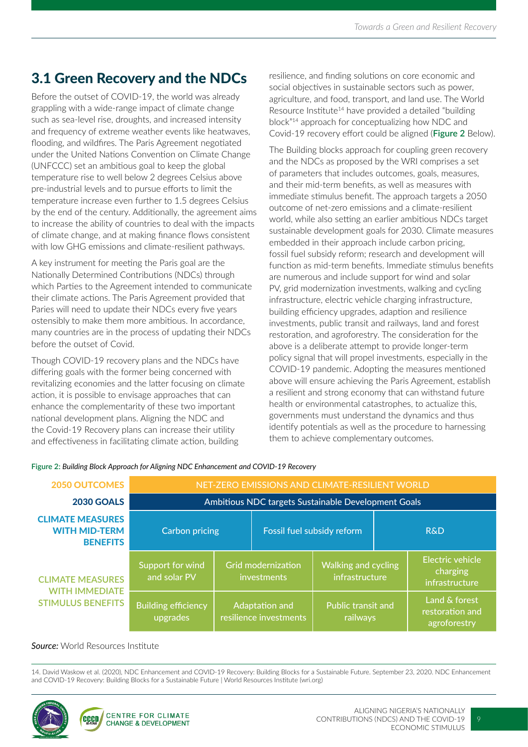## 3.1 Green Recovery and the NDCs

Before the outset of COVID-19, the world was already grappling with a wide-range impact of climate change such as sea-level rise, droughts, and increased intensity and frequency of extreme weather events like heatwaves, flooding, and wildfires. The Paris Agreement negotiated under the United Nations Convention on Climate Change (UNFCCC) set an ambitious goal to keep the global temperature rise to well below 2 degrees Celsius above pre-industrial levels and to pursue efforts to limit the temperature increase even further to 1.5 degrees Celsius by the end of the century. Additionally, the agreement aims to increase the ability of countries to deal with the impacts of climate change, and at making finance flows consistent with low GHG emissions and climate-resilient pathways.

A key instrument for meeting the Paris goal are the Nationally Determined Contributions (NDCs) through which Parties to the Agreement intended to communicate their climate actions. The Paris Agreement provided that Paries will need to update their NDCs every five years ostensibly to make them more ambitious. In accordance, many countries are in the process of updating their NDCs before the outset of Covid.

Though COVID-19 recovery plans and the NDCs have differing goals with the former being concerned with revitalizing economies and the latter focusing on climate action, it is possible to envisage approaches that can enhance the complementarity of these two important national development plans. Aligning the NDC and the Covid-19 Recovery plans can increase their utility and effectiveness in facilitating climate action, building resilience, and finding solutions on core economic and social objectives in sustainable sectors such as power, agriculture, and food, transport, and land use. The World Resource Institute[14] have provided a detailed "building block"[14] approach for conceptualizing how NDC and Covid-19 recovery effort could be aligned (**Figure 2** Below).

The Building blocks approach for coupling green recovery and the NDCs as proposed by the WRI comprises a set of parameters that includes outcomes, goals, measures, and their mid-term benefits, as well as measures with immediate stimulus benefit. The approach targets a 2050 outcome of net-zero emissions and a climate-resilient world, while also setting an earlier ambitious NDCs target sustainable development goals for 2030. Climate measures embedded in their approach include carbon pricing, fossil fuel subsidy reform; research and development will function as mid-term benefits. Immediate stimulus benefits are numerous and include support for wind and solar PV, grid modernization investments, walking and cycling infrastructure, electric vehicle charging infrastructure, building efficiency upgrades, adaption and resilience investments, public transit and railways, land and forest restoration, and agroforestry. The consideration for the above is a deliberate attempt to provide longer-term policy signal that will propel investments, especially in the COVID-19 pandemic. Adopting the measures mentioned above will ensure achieving the Paris Agreement, establish a resilient and strong economy that can withstand future health or environmental catastrophes, to actualize this, governments must understand the dynamics and thus identify potentials as well as the procedure to harnessing them to achieve complementary outcomes.

**Figure 2:** *Building Block Approach for Aligning NDC Enhancement and COVID-19 Recovery*

| | | | | |
|---|---|---|---|---|
| **2050 OUTCOMES** | NET-ZERO EMISSIONS AND CLIMATE-RESILIENT WORLD | | | |
| **2030 GOALS** | Ambitious NDC targets Sustainable Development Goals | | | |
| **CLIMATE MEASURES WITH MID-TERM BENEFITS** | Carbon pricing | Fossil fuel subsidy reform | R&D | |
| **CLIMATE MEASURES WITH IMMEDIATE STIMULUS BENEFITS** | Support for wind and solar PV | Grid modernization investments | Walking and cycling infrastructure | Electric vehicle charging infrastructure |
| | Building efficiency upgrades | Adaptation and resilience investments | Public transit and railways | Land & forest restoration and agroforestry |

***Source:*** World Resources Institute

14. David Waskow et al. (2020), NDC Enhancement and COVID-19 Recovery: Building Blocks for a Sustainable Future. September 23, 2020. NDC Enhancement and COVID-19 Recovery: Building Blocks for a Sustainable Future | World Resources Institute (wri.org)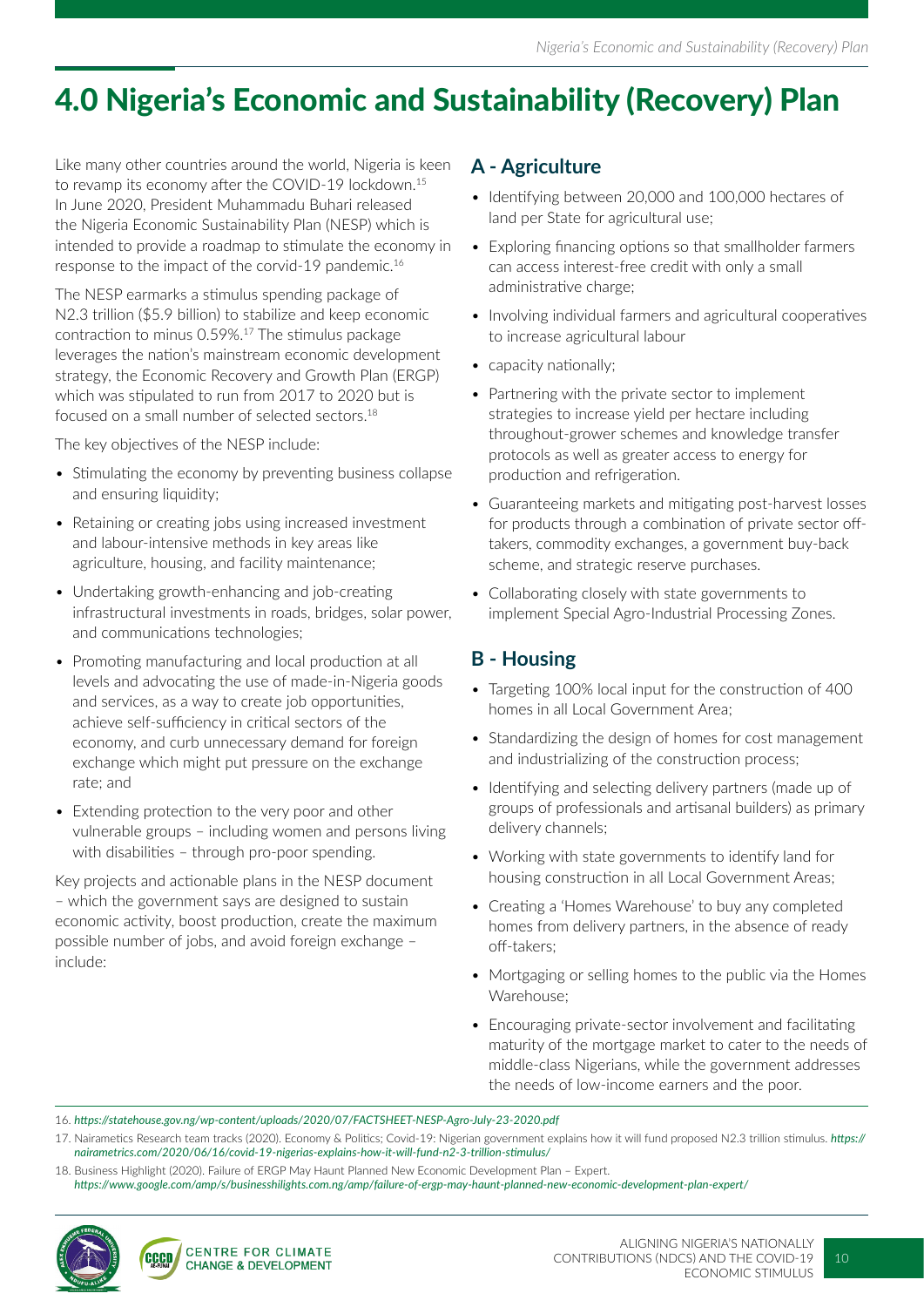# 4.0 Nigeria's Economic and Sustainability (Recovery) Plan

Like many other countries around the world, Nigeria is keen to revamp its economy after the COVID-19 lockdown.[15] In June 2020, President Muhammadu Buhari released the Nigeria Economic Sustainability Plan (NESP) which is intended to provide a roadmap to stimulate the economy in response to the impact of the corvid-19 pandemic.[16]

The NESP earmarks a stimulus spending package of N2.3 trillion ($5.9 billion) to stabilize and keep economic contraction to minus 0.59%.[17] The stimulus package leverages the nation's mainstream economic development strategy, the Economic Recovery and Growth Plan (ERGP) which was stipulated to run from 2017 to 2020 but is focused on a small number of selected sectors.[18]

The key objectives of the NESP include:

- Stimulating the economy by preventing business collapse and ensuring liquidity;
- Retaining or creating jobs using increased investment and labour-intensive methods in key areas like agriculture, housing, and facility maintenance;
- Undertaking growth-enhancing and job-creating infrastructural investments in roads, bridges, solar power, and communications technologies;
- Promoting manufacturing and local production at all levels and advocating the use of made-in-Nigeria goods and services, as a way to create job opportunities, achieve self-sufficiency in critical sectors of the economy, and curb unnecessary demand for foreign exchange which might put pressure on the exchange rate; and
- Extending protection to the very poor and other vulnerable groups – including women and persons living with disabilities – through pro-poor spending.

Key projects and actionable plans in the NESP document – which the government says are designed to sustain economic activity, boost production, create the maximum possible number of jobs, and avoid foreign exchange – include:

## A - Agriculture

- Identifying between 20,000 and 100,000 hectares of land per State for agricultural use;
- Exploring financing options so that smallholder farmers can access interest-free credit with only a small administrative charge;
- Involving individual farmers and agricultural cooperatives to increase agricultural labour
- capacity nationally;
- Partnering with the private sector to implement strategies to increase yield per hectare including throughout-grower schemes and knowledge transfer protocols as well as greater access to energy for production and refrigeration.
- Guaranteeing markets and mitigating post-harvest losses for products through a combination of private sector off-takers, commodity exchanges, a government buy-back scheme, and strategic reserve purchases.
- Collaborating closely with state governments to implement Special Agro-Industrial Processing Zones.

## B - Housing

- Targeting 100% local input for the construction of 400 homes in all Local Government Area;
- Standardizing the design of homes for cost management and industrializing of the construction process;
- Identifying and selecting delivery partners (made up of groups of professionals and artisanal builders) as primary delivery channels;
- Working with state governments to identify land for housing construction in all Local Government Areas;
- Creating a 'Homes Warehouse' to buy any completed homes from delivery partners, in the absence of ready off-takers;
- Mortgaging or selling homes to the public via the Homes Warehouse;
- Encouraging private-sector involvement and facilitating maturity of the mortgage market to cater to the needs of middle-class Nigerians, while the government addresses the needs of low-income earners and the poor.

---

16. *https://statehouse.gov.ng/wp-content/uploads/2020/07/FACTSHEET-NESP-Agro-July-23-2020.pdf*
17. Nairametics Research team tracks (2020). Economy & Politics; Covid-19: Nigerian government explains how it will fund proposed N2.3 trillion stimulus. *https://nairametrics.com/2020/06/16/covid-19-nigerias-explains-how-it-will-fund-n2-3-trillion-stimulus/*
18. Business Highlight (2020). Failure of ERGP May Haunt Planned New Economic Development Plan – Expert. *https://www.google.com/amp/s/businesshilights.com.ng/amp/failure-of-ergp-may-haunt-planned-new-economic-development-plan-expert/*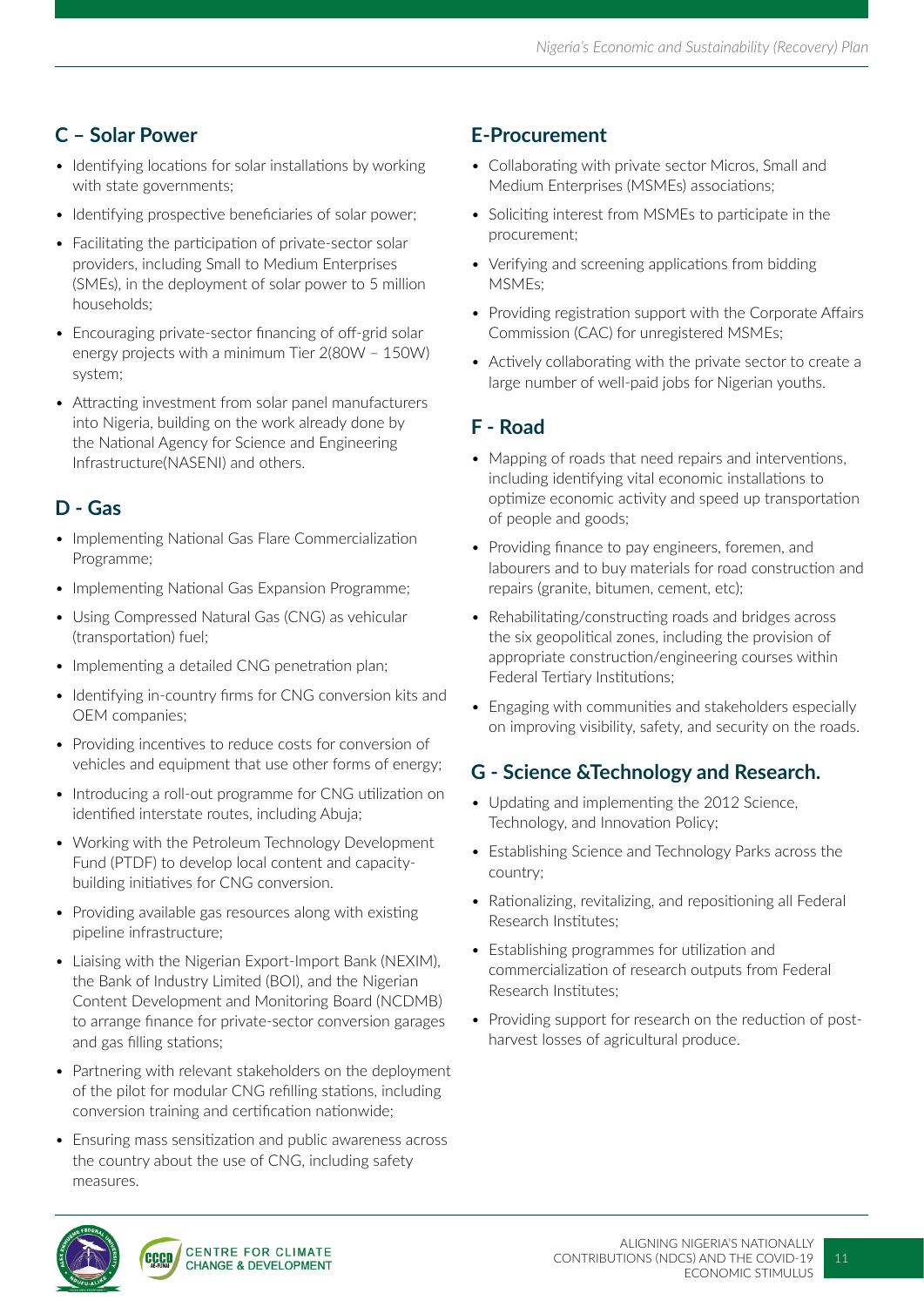## C – Solar Power

- Identifying locations for solar installations by working with state governments;
- Identifying prospective beneficiaries of solar power;
- Facilitating the participation of private-sector solar providers, including Small to Medium Enterprises (SMEs), in the deployment of solar power to 5 million households;
- Encouraging private-sector financing of off-grid solar energy projects with a minimum Tier 2(80W – 150W) system;
- Attracting investment from solar panel manufacturers into Nigeria, building on the work already done by the National Agency for Science and Engineering Infrastructure(NASENI) and others.

## D - Gas

- Implementing National Gas Flare Commercialization Programme;
- Implementing National Gas Expansion Programme;
- Using Compressed Natural Gas (CNG) as vehicular (transportation) fuel;
- Implementing a detailed CNG penetration plan;
- Identifying in-country firms for CNG conversion kits and OEM companies;
- Providing incentives to reduce costs for conversion of vehicles and equipment that use other forms of energy;
- Introducing a roll-out programme for CNG utilization on identified interstate routes, including Abuja;
- Working with the Petroleum Technology Development Fund (PTDF) to develop local content and capacity-building initiatives for CNG conversion.
- Providing available gas resources along with existing pipeline infrastructure;
- Liaising with the Nigerian Export-Import Bank (NEXIM), the Bank of Industry Limited (BOI), and the Nigerian Content Development and Monitoring Board (NCDMB) to arrange finance for private-sector conversion garages and gas filling stations;
- Partnering with relevant stakeholders on the deployment of the pilot for modular CNG refilling stations, including conversion training and certification nationwide;
- Ensuring mass sensitization and public awareness across the country about the use of CNG, including safety measures.

## E-Procurement

- Collaborating with private sector Micros, Small and Medium Enterprises (MSMEs) associations;
- Soliciting interest from MSMEs to participate in the procurement;
- Verifying and screening applications from bidding MSMEs;
- Providing registration support with the Corporate Affairs Commission (CAC) for unregistered MSMEs;
- Actively collaborating with the private sector to create a large number of well-paid jobs for Nigerian youths.

## F - Road

- Mapping of roads that need repairs and interventions, including identifying vital economic installations to optimize economic activity and speed up transportation of people and goods;
- Providing finance to pay engineers, foremen, and labourers and to buy materials for road construction and repairs (granite, bitumen, cement, etc);
- Rehabilitating/constructing roads and bridges across the six geopolitical zones, including the provision of appropriate construction/engineering courses within Federal Tertiary Institutions;
- Engaging with communities and stakeholders especially on improving visibility, safety, and security on the roads.

## G - Science &Technology and Research.

- Updating and implementing the 2012 Science, Technology, and Innovation Policy;
- Establishing Science and Technology Parks across the country;
- Rationalizing, revitalizing, and repositioning all Federal Research Institutes;
- Establishing programmes for utilization and commercialization of research outputs from Federal Research Institutes;
- Providing support for research on the reduction of post-harvest losses of agricultural produce.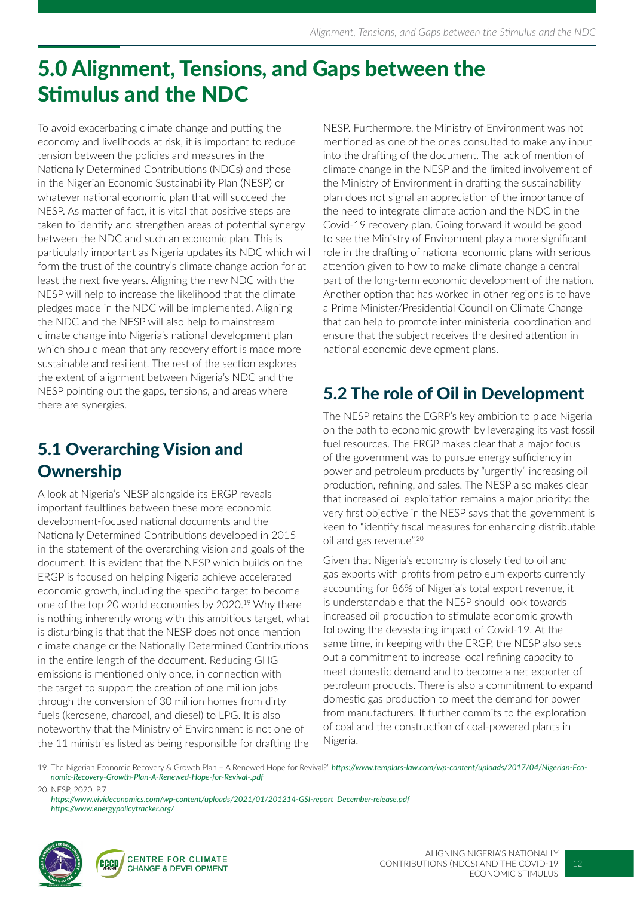# 5.0 Alignment, Tensions, and Gaps between the Stimulus and the NDC

To avoid exacerbating climate change and putting the economy and livelihoods at risk, it is important to reduce tension between the policies and measures in the Nationally Determined Contributions (NDCs) and those in the Nigerian Economic Sustainability Plan (NESP) or whatever national economic plan that will succeed the NESP. As matter of fact, it is vital that positive steps are taken to identify and strengthen areas of potential synergy between the NDC and such an economic plan. This is particularly important as Nigeria updates its NDC which will form the trust of the country's climate change action for at least the next five years. Aligning the new NDC with the NESP will help to increase the likelihood that the climate pledges made in the NDC will be implemented. Aligning the NDC and the NESP will also help to mainstream climate change into Nigeria's national development plan which should mean that any recovery effort is made more sustainable and resilient. The rest of the section explores the extent of alignment between Nigeria's NDC and the NESP pointing out the gaps, tensions, and areas where there are synergies.

## 5.1 Overarching Vision and Ownership

A look at Nigeria's NESP alongside its ERGP reveals important faultlines between these more economic development-focused national documents and the Nationally Determined Contributions developed in 2015 in the statement of the overarching vision and goals of the document. It is evident that the NESP which builds on the ERGP is focused on helping Nigeria achieve accelerated economic growth, including the specific target to become one of the top 20 world economies by 2020.[19] Why there is nothing inherently wrong with this ambitious target, what is disturbing is that that the NESP does not once mention climate change or the Nationally Determined Contributions in the entire length of the document. Reducing GHG emissions is mentioned only once, in connection with the target to support the creation of one million jobs through the conversion of 30 million homes from dirty fuels (kerosene, charcoal, and diesel) to LPG. It is also noteworthy that the Ministry of Environment is not one of the 11 ministries listed as being responsible for drafting the NESP. Furthermore, the Ministry of Environment was not mentioned as one of the ones consulted to make any input into the drafting of the document. The lack of mention of climate change in the NESP and the limited involvement of the Ministry of Environment in drafting the sustainability plan does not signal an appreciation of the importance of the need to integrate climate action and the NDC in the Covid-19 recovery plan. Going forward it would be good to see the Ministry of Environment play a more significant role in the drafting of national economic plans with serious attention given to how to make climate change a central part of the long-term economic development of the nation. Another option that has worked in other regions is to have a Prime Minister/Presidential Council on Climate Change that can help to promote inter-ministerial coordination and ensure that the subject receives the desired attention in national economic development plans.

## 5.2 The role of Oil in Development

The NESP retains the EGRP's key ambition to place Nigeria on the path to economic growth by leveraging its vast fossil fuel resources. The ERGP makes clear that a major focus of the government was to pursue energy sufficiency in power and petroleum products by "urgently" increasing oil production, refining, and sales. The NESP also makes clear that increased oil exploitation remains a major priority: the very first objective in the NESP says that the government is keen to "identify fiscal measures for enhancing distributable oil and gas revenue".[20]

Given that Nigeria's economy is closely tied to oil and gas exports with profits from petroleum exports currently accounting for 86% of Nigeria's total export revenue, it is understandable that the NESP should look towards increased oil production to stimulate economic growth following the devastating impact of Covid-19. At the same time, in keeping with the ERGP, the NESP also sets out a commitment to increase local refining capacity to meet domestic demand and to become a net exporter of petroleum products. There is also a commitment to expand domestic gas production to meet the demand for power from manufacturers. It further commits to the exploration of coal and the construction of coal-powered plants in Nigeria.

19. The Nigerian Economic Recovery & Growth Plan – A Renewed Hope for Revival?" *https://www.templars-law.com/wp-content/uploads/2017/04/Nigerian-Economic-Recovery-Growth-Plan-A-Renewed-Hope-for-Revival-.pdf*

20. NESP, 2020. P.7
*https://www.vivideconomics.com/wp-content/uploads/2021/01/201214-GSI-report_December-release.pdf*
*https://www.energypolicytracker.org/*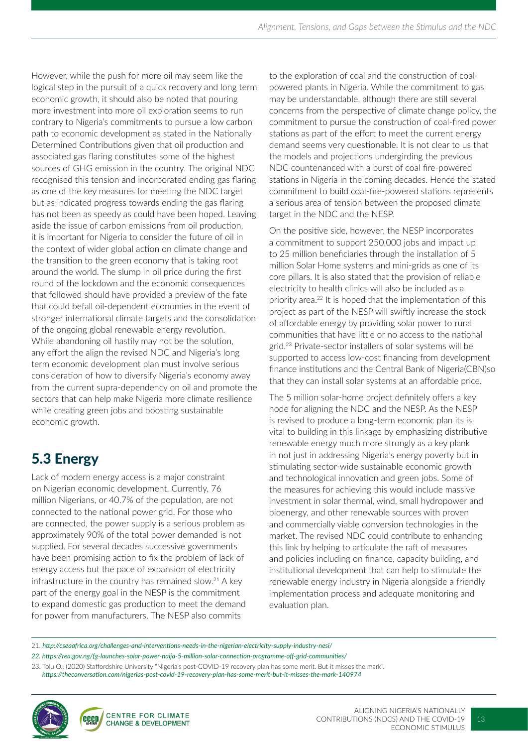However, while the push for more oil may seem like the logical step in the pursuit of a quick recovery and long term economic growth, it should also be noted that pouring more investment into more oil exploration seems to run contrary to Nigeria's commitments to pursue a low carbon path to economic development as stated in the Nationally Determined Contributions given that oil production and associated gas flaring constitutes some of the highest sources of GHG emission in the country. The original NDC recognised this tension and incorporated ending gas flaring as one of the key measures for meeting the NDC target but as indicated progress towards ending the gas flaring has not been as speedy as could have been hoped. Leaving aside the issue of carbon emissions from oil production, it is important for Nigeria to consider the future of oil in the context of wider global action on climate change and the transition to the green economy that is taking root around the world. The slump in oil price during the first round of the lockdown and the economic consequences that followed should have provided a preview of the fate that could befall oil-dependent economies in the event of stronger international climate targets and the consolidation of the ongoing global renewable energy revolution. While abandoning oil hastily may not be the solution, any effort the align the revised NDC and Nigeria's long term economic development plan must involve serious consideration of how to diversify Nigeria's economy away from the current supra-dependency on oil and promote the sectors that can help make Nigeria more climate resilience while creating green jobs and boosting sustainable economic growth.

## 5.3 Energy

Lack of modern energy access is a major constraint on Nigerian economic development. Currently, 76 million Nigerians, or 40.7% of the population, are not connected to the national power grid. For those who are connected, the power supply is a serious problem as approximately 90% of the total power demanded is not supplied. For several decades successive governments have been promising action to fix the problem of lack of energy access but the pace of expansion of electricity infrastructure in the country has remained slow.[21] A key part of the energy goal in the NESP is the commitment to expand domestic gas production to meet the demand for power from manufacturers. The NESP also commits to the exploration of coal and the construction of coal-powered plants in Nigeria. While the commitment to gas may be understandable, although there are still several concerns from the perspective of climate change policy, the commitment to pursue the construction of coal-fired power stations as part of the effort to meet the current energy demand seems very questionable. It is not clear to us that the models and projections undergirding the previous NDC countenanced with a burst of coal fire-powered stations in Nigeria in the coming decades. Hence the stated commitment to build coal-fire-powered stations represents a serious area of tension between the proposed climate target in the NDC and the NESP.

On the positive side, however, the NESP incorporates a commitment to support 250,000 jobs and impact up to 25 million beneficiaries through the installation of 5 million Solar Home systems and mini-grids as one of its core pillars. It is also stated that the provision of reliable electricity to health clinics will also be included as a priority area.[22] It is hoped that the implementation of this project as part of the NESP will swiftly increase the stock of affordable energy by providing solar power to rural communities that have little or no access to the national grid.[23] Private-sector installers of solar systems will be supported to access low-cost financing from development finance institutions and the Central Bank of Nigeria(CBN)so that they can install solar systems at an affordable price.

The 5 million solar-home project definitely offers a key node for aligning the NDC and the NESP. As the NESP is revised to produce a long-term economic plan its is vital to building in this linkage by emphasizing distributive renewable energy much more strongly as a key plank in not just in addressing Nigeria's energy poverty but in stimulating sector-wide sustainable economic growth and technological innovation and green jobs. Some of the measures for achieving this would include massive investment in solar thermal, wind, small hydropower and bioenergy, and other renewable sources with proven and commercially viable conversion technologies in the market. The revised NDC could contribute to enhancing this link by helping to articulate the raft of measures and policies including on finance, capacity building, and institutional development that can help to stimulate the renewable energy industry in Nigeria alongside a friendly implementation process and adequate monitoring and evaluation plan.

---

21. *http://cseaafrica.org/challenges-and-interventions-needs-in-the-nigerian-electricity-supply-industry-nesi/*
22. *https://rea.gov.ng/fg-launches-solar-power-naija-5-million-solar-connection-programme-off-grid-communities/*
23. Tolu O., (2020) Staffordshire University "Nigeria's post-COVID-19 recovery plan has some merit. But it misses the mark". *https://theconversation.com/nigerias-post-covid-19-recovery-plan-has-some-merit-but-it-misses-the-mark-140974*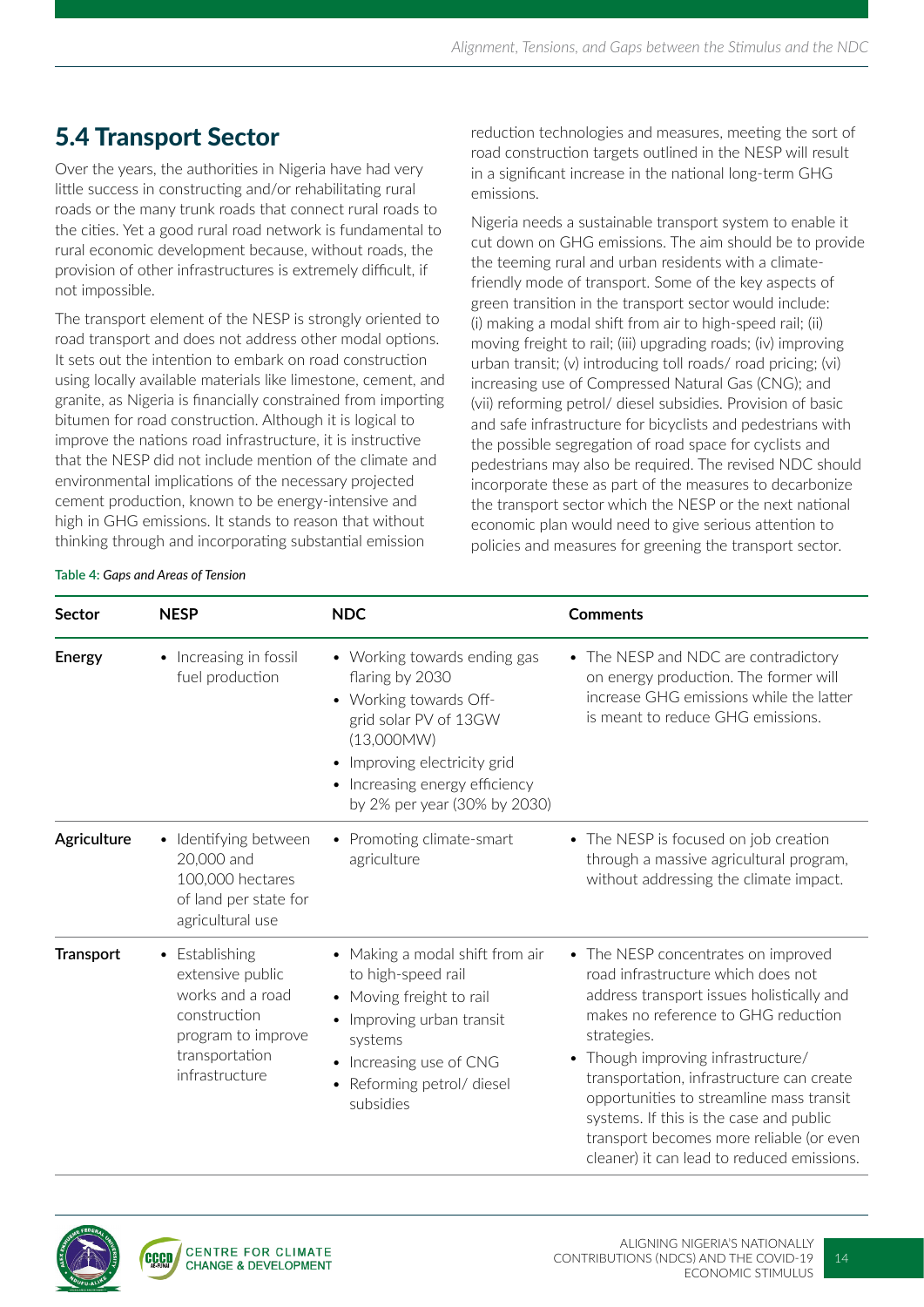## 5.4 Transport Sector

Over the years, the authorities in Nigeria have had very little success in constructing and/or rehabilitating rural roads or the many trunk roads that connect rural roads to the cities. Yet a good rural road network is fundamental to rural economic development because, without roads, the provision of other infrastructures is extremely difficult, if not impossible.

The transport element of the NESP is strongly oriented to road transport and does not address other modal options. It sets out the intention to embark on road construction using locally available materials like limestone, cement, and granite, as Nigeria is financially constrained from importing bitumen for road construction. Although it is logical to improve the nations road infrastructure, it is instructive that the NESP did not include mention of the climate and environmental implications of the necessary projected cement production, known to be energy-intensive and high in GHG emissions. It stands to reason that without thinking through and incorporating substantial emission reduction technologies and measures, meeting the sort of road construction targets outlined in the NESP will result in a significant increase in the national long-term GHG emissions.

Nigeria needs a sustainable transport system to enable it cut down on GHG emissions. The aim should be to provide the teeming rural and urban residents with a climate-friendly mode of transport. Some of the key aspects of green transition in the transport sector would include: (i) making a modal shift from air to high-speed rail; (ii) moving freight to rail; (iii) upgrading roads; (iv) improving urban transit; (v) introducing toll roads/ road pricing; (vi) increasing use of Compressed Natural Gas (CNG); and (vii) reforming petrol/ diesel subsidies. Provision of basic and safe infrastructure for bicyclists and pedestrians with the possible segregation of road space for cyclists and pedestrians may also be required. The revised NDC should incorporate these as part of the measures to decarbonize the transport sector which the NESP or the next national economic plan would need to give serious attention to policies and measures for greening the transport sector.

**Table 4:** *Gaps and Areas of Tension*

| Sector | NESP | NDC | Comments |
|---|---|---|---|
| **Energy** | • Increasing in fossil fuel production | • Working towards ending gas flaring by 2030<br>• Working towards Off-grid solar PV of 13GW (13,000MW)<br>• Improving electricity grid<br>• Increasing energy efficiency by 2% per year (30% by 2030) | • The NESP and NDC are contradictory on energy production. The former will increase GHG emissions while the latter is meant to reduce GHG emissions. |
| **Agriculture** | • Identifying between 20,000 and 100,000 hectares of land per state for agricultural use | • Promoting climate-smart agriculture | • The NESP is focused on job creation through a massive agricultural program, without addressing the climate impact. |
| **Transport** | • Establishing extensive public works and a road construction program to improve transportation infrastructure | • Making a modal shift from air to high-speed rail<br>• Moving freight to rail<br>• Improving urban transit systems<br>• Increasing use of CNG<br>• Reforming petrol/ diesel subsidies | • The NESP concentrates on improved road infrastructure which does not address transport issues holistically and makes no reference to GHG reduction strategies.<br>• Though improving infrastructure/ transportation, infrastructure can create opportunities to streamline mass transit systems. If this is the case and public transport becomes more reliable (or even cleaner) it can lead to reduced emissions. |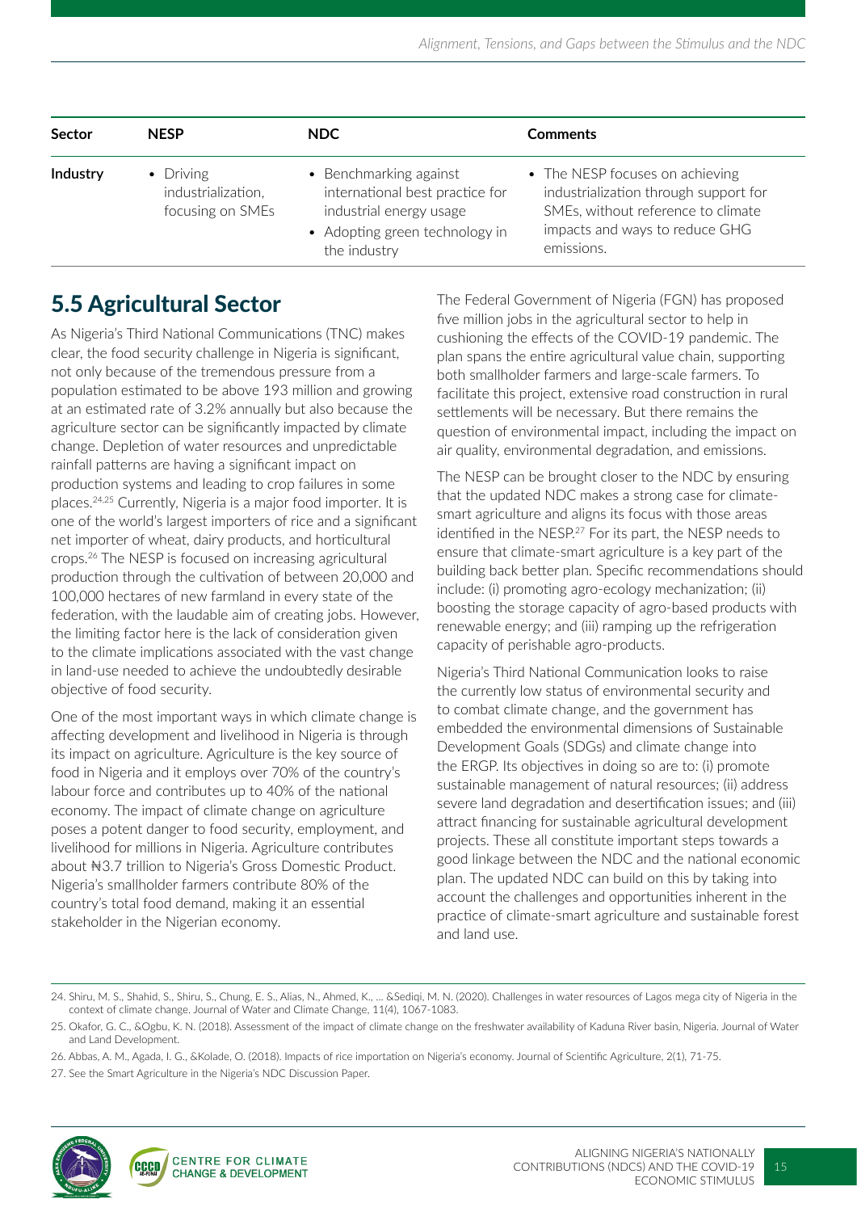| Sector | NESP | NDC | Comments |
| --- | --- | --- | --- |
| Industry | • Driving industrialization, focusing on SMEs | • Benchmarking against international best practice for industrial energy usage<br>• Adopting green technology in the industry | • The NESP focuses on achieving industrialization through support for SMEs, without reference to climate impacts and ways to reduce GHG emissions. |

## 5.5 Agricultural Sector

As Nigeria's Third National Communications (TNC) makes clear, the food security challenge in Nigeria is significant, not only because of the tremendous pressure from a population estimated to be above 193 million and growing at an estimated rate of 3.2% annually but also because the agriculture sector can be significantly impacted by climate change. Depletion of water resources and unpredictable rainfall patterns are having a significant impact on production systems and leading to crop failures in some places.[24,25] Currently, Nigeria is a major food importer. It is one of the world's largest importers of rice and a significant net importer of wheat, dairy products, and horticultural crops.[26] The NESP is focused on increasing agricultural production through the cultivation of between 20,000 and 100,000 hectares of new farmland in every state of the federation, with the laudable aim of creating jobs. However, the limiting factor here is the lack of consideration given to the climate implications associated with the vast change in land-use needed to achieve the undoubtedly desirable objective of food security.

One of the most important ways in which climate change is affecting development and livelihood in Nigeria is through its impact on agriculture. Agriculture is the key source of food in Nigeria and it employs over 70% of the country's labour force and contributes up to 40% of the national economy. The impact of climate change on agriculture poses a potent danger to food security, employment, and livelihood for millions in Nigeria. Agriculture contributes about ₦3.7 trillion to Nigeria's Gross Domestic Product. Nigeria's smallholder farmers contribute 80% of the country's total food demand, making it an essential stakeholder in the Nigerian economy.

The Federal Government of Nigeria (FGN) has proposed five million jobs in the agricultural sector to help in cushioning the effects of the COVID-19 pandemic. The plan spans the entire agricultural value chain, supporting both smallholder farmers and large-scale farmers. To facilitate this project, extensive road construction in rural settlements will be necessary. But there remains the question of environmental impact, including the impact on air quality, environmental degradation, and emissions.

The NESP can be brought closer to the NDC by ensuring that the updated NDC makes a strong case for climate-smart agriculture and aligns its focus with those areas identified in the NESP.[27] For its part, the NESP needs to ensure that climate-smart agriculture is a key part of the building back better plan. Specific recommendations should include: (i) promoting agro-ecology mechanization; (ii) boosting the storage capacity of agro-based products with renewable energy; and (iii) ramping up the refrigeration capacity of perishable agro-products.

Nigeria's Third National Communication looks to raise the currently low status of environmental security and to combat climate change, and the government has embedded the environmental dimensions of Sustainable Development Goals (SDGs) and climate change into the ERGP. Its objectives in doing so are to: (i) promote sustainable management of natural resources; (ii) address severe land degradation and desertification issues; and (iii) attract financing for sustainable agricultural development projects. These all constitute important steps towards a good linkage between the NDC and the national economic plan. The updated NDC can build on this by taking into account the challenges and opportunities inherent in the practice of climate-smart agriculture and sustainable forest and land use.

24. Shiru, M. S., Shahid, S., Shiru, S., Chung, E. S., Alias, N., Ahmed, K., ... &Sediqi, M. N. (2020). Challenges in water resources of Lagos mega city of Nigeria in the context of climate change. Journal of Water and Climate Change, 11(4), 1067-1083.

25. Okafor, G. C., &Ogbu, K. N. (2018). Assessment of the impact of climate change on the freshwater availability of Kaduna River basin, Nigeria. Journal of Water and Land Development.

26. Abbas, A. M., Agada, I. G., &Kolade, O. (2018). Impacts of rice importation on Nigeria's economy. Journal of Scientific Agriculture, 2(1), 71-75.

27. See the Smart Agriculture in the Nigeria's NDC Discussion Paper.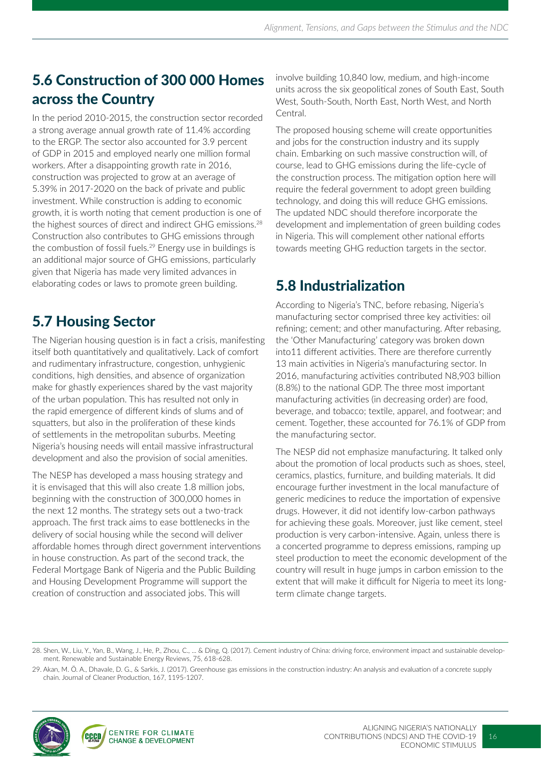## 5.6 Construction of 300 000 Homes across the Country

In the period 2010-2015, the construction sector recorded a strong average annual growth rate of 11.4% according to the ERGP. The sector also accounted for 3.9 percent of GDP in 2015 and employed nearly one million formal workers. After a disappointing growth rate in 2016, construction was projected to grow at an average of 5.39% in 2017-2020 on the back of private and public investment. While construction is adding to economic growth, it is worth noting that cement production is one of the highest sources of direct and indirect GHG emissions.[28] Construction also contributes to GHG emissions through the combustion of fossil fuels.[29] Energy use in buildings is an additional major source of GHG emissions, particularly given that Nigeria has made very limited advances in elaborating codes or laws to promote green building.

## 5.7 Housing Sector

The Nigerian housing question is in fact a crisis, manifesting itself both quantitatively and qualitatively. Lack of comfort and rudimentary infrastructure, congestion, unhygienic conditions, high densities, and absence of organization make for ghastly experiences shared by the vast majority of the urban population. This has resulted not only in the rapid emergence of different kinds of slums and of squatters, but also in the proliferation of these kinds of settlements in the metropolitan suburbs. Meeting Nigeria's housing needs will entail massive infrastructural development and also the provision of social amenities.

The NESP has developed a mass housing strategy and it is envisaged that this will also create 1.8 million jobs, beginning with the construction of 300,000 homes in the next 12 months. The strategy sets out a two-track approach. The first track aims to ease bottlenecks in the delivery of social housing while the second will deliver affordable homes through direct government interventions in house construction. As part of the second track, the Federal Mortgage Bank of Nigeria and the Public Building and Housing Development Programme will support the creation of construction and associated jobs. This will involve building 10,840 low, medium, and high-income units across the six geopolitical zones of South East, South West, South-South, North East, North West, and North Central.

The proposed housing scheme will create opportunities and jobs for the construction industry and its supply chain. Embarking on such massive construction will, of course, lead to GHG emissions during the life-cycle of the construction process. The mitigation option here will require the federal government to adopt green building technology, and doing this will reduce GHG emissions. The updated NDC should therefore incorporate the development and implementation of green building codes in Nigeria. This will complement other national efforts towards meeting GHG reduction targets in the sector.

## 5.8 Industrialization

According to Nigeria's TNC, before rebasing, Nigeria's manufacturing sector comprised three key activities: oil refining; cement; and other manufacturing. After rebasing, the 'Other Manufacturing' category was broken down into11 different activities. There are therefore currently 13 main activities in Nigeria's manufacturing sector. In 2016, manufacturing activities contributed N8,903 billion (8.8%) to the national GDP. The three most important manufacturing activities (in decreasing order) are food, beverage, and tobacco; textile, apparel, and footwear; and cement. Together, these accounted for 76.1% of GDP from the manufacturing sector.

The NESP did not emphasize manufacturing. It talked only about the promotion of local products such as shoes, steel, ceramics, plastics, furniture, and building materials. It did encourage further investment in the local manufacture of generic medicines to reduce the importation of expensive drugs. However, it did not identify low-carbon pathways for achieving these goals. Moreover, just like cement, steel production is very carbon-intensive. Again, unless there is a concerted programme to depress emissions, ramping up steel production to meet the economic development of the country will result in huge jumps in carbon emission to the extent that will make it difficult for Nigeria to meet its long-term climate change targets.

---

28. Shen, W., Liu, Y., Yan, B., Wang, J., He, P., Zhou, C., ... & Ding, Q. (2017). Cement industry of China: driving force, environment impact and sustainable development. Renewable and Sustainable Energy Reviews, 75, 618-628.

29. Akan, M. Ö. A., Dhavale, D. G., & Sarkis, J. (2017). Greenhouse gas emissions in the construction industry: An analysis and evaluation of a concrete supply chain. Journal of Cleaner Production, 167, 1195-1207.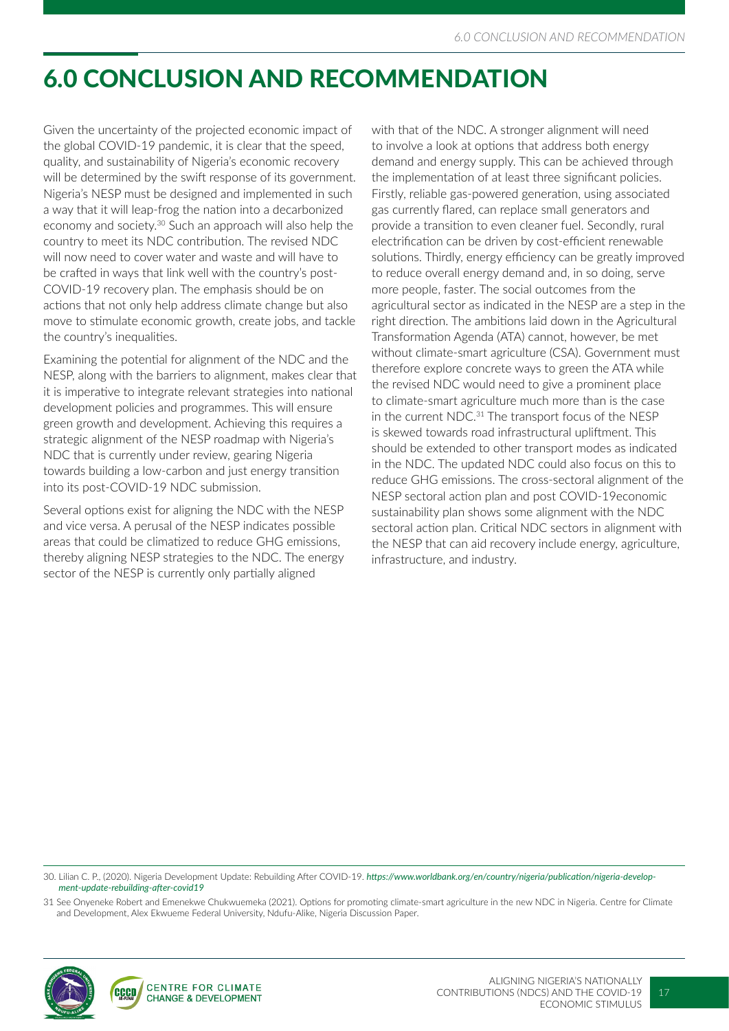# 6.0 CONCLUSION AND RECOMMENDATION

Given the uncertainty of the projected economic impact of the global COVID-19 pandemic, it is clear that the speed, quality, and sustainability of Nigeria's economic recovery will be determined by the swift response of its government. Nigeria's NESP must be designed and implemented in such a way that it will leap-frog the nation into a decarbonized economy and society.[30] Such an approach will also help the country to meet its NDC contribution. The revised NDC will now need to cover water and waste and will have to be crafted in ways that link well with the country's post-COVID-19 recovery plan. The emphasis should be on actions that not only help address climate change but also move to stimulate economic growth, create jobs, and tackle the country's inequalities.

Examining the potential for alignment of the NDC and the NESP, along with the barriers to alignment, makes clear that it is imperative to integrate relevant strategies into national development policies and programmes. This will ensure green growth and development. Achieving this requires a strategic alignment of the NESP roadmap with Nigeria's NDC that is currently under review, gearing Nigeria towards building a low-carbon and just energy transition into its post-COVID-19 NDC submission.

Several options exist for aligning the NDC with the NESP and vice versa. A perusal of the NESP indicates possible areas that could be climatized to reduce GHG emissions, thereby aligning NESP strategies to the NDC. The energy sector of the NESP is currently only partially aligned with that of the NDC. A stronger alignment will need to involve a look at options that address both energy demand and energy supply. This can be achieved through the implementation of at least three significant policies. Firstly, reliable gas-powered generation, using associated gas currently flared, can replace small generators and provide a transition to even cleaner fuel. Secondly, rural electrification can be driven by cost-efficient renewable solutions. Thirdly, energy efficiency can be greatly improved to reduce overall energy demand and, in so doing, serve more people, faster. The social outcomes from the agricultural sector as indicated in the NESP are a step in the right direction. The ambitions laid down in the Agricultural Transformation Agenda (ATA) cannot, however, be met without climate-smart agriculture (CSA). Government must therefore explore concrete ways to green the ATA while the revised NDC would need to give a prominent place to climate-smart agriculture much more than is the case in the current NDC.[31] The transport focus of the NESP is skewed towards road infrastructural upliftment. This should be extended to other transport modes as indicated in the NDC. The updated NDC could also focus on this to reduce GHG emissions. The cross-sectoral alignment of the NESP sectoral action plan and post COVID-19economic sustainability plan shows some alignment with the NDC sectoral action plan. Critical NDC sectors in alignment with the NESP that can aid recovery include energy, agriculture, infrastructure, and industry.

---

30. Lilian C. P., (2020). Nigeria Development Update: Rebuilding After COVID-19. *https://www.worldbank.org/en/country/nigeria/publication/nigeria-development-update-rebuilding-after-covid19*

31 See Onyeneke Robert and Emenekwe Chukwuemeka (2021). Options for promoting climate-smart agriculture in the new NDC in Nigeria. Centre for Climate and Development, Alex Ekwueme Federal University, Ndufu-Alike, Nigeria Discussion Paper.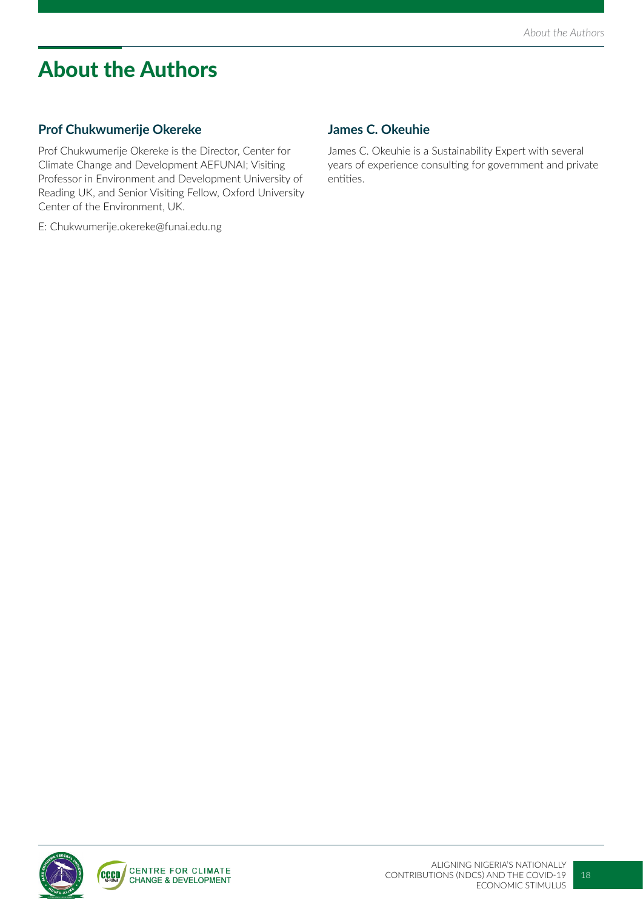# About the Authors

### Prof Chukwumerije Okereke

Prof Chukwumerije Okereke is the Director, Center for Climate Change and Development AEFUNAI; Visiting Professor in Environment and Development University of Reading UK, and Senior Visiting Fellow, Oxford University Center of the Environment, UK.

E: Chukwumerije.okereke@funai.edu.ng

### James C. Okeuhie

James C. Okeuhie is a Sustainability Expert with several years of experience consulting for government and private entities.